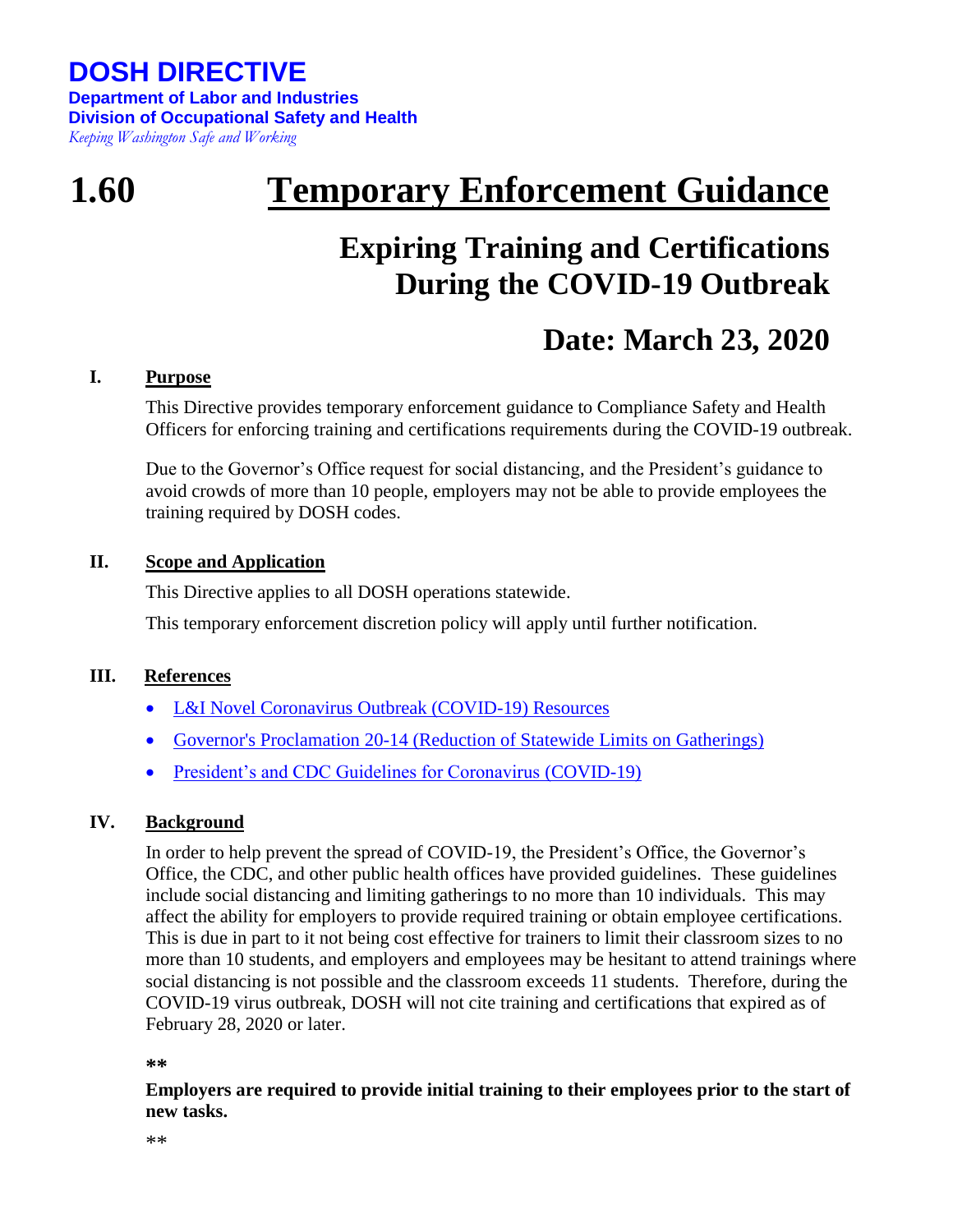# DOSH DIRECTIVE

**Department of Labor and Industries**
**Division of Occupational Safety and Health**
*Keeping Washington Safe and Working*

# 1.60 Temporary Enforcement Guidance

## Expiring Training and Certifications During the COVID-19 Outbreak

## Date: March 23, 2020

### I. Purpose

This Directive provides temporary enforcement guidance to Compliance Safety and Health Officers for enforcing training and certifications requirements during the COVID-19 outbreak.

Due to the Governor's Office request for social distancing, and the President's guidance to avoid crowds of more than 10 people, employers may not be able to provide employees the training required by DOSH codes.

### II. Scope and Application

This Directive applies to all DOSH operations statewide.

This temporary enforcement discretion policy will apply until further notification.

### III. References

- L&I Novel Coronavirus Outbreak (COVID-19) Resources
- Governor's Proclamation 20-14 (Reduction of Statewide Limits on Gatherings)
- President's and CDC Guidelines for Coronavirus (COVID-19)

### IV. Background

In order to help prevent the spread of COVID-19, the President's Office, the Governor's Office, the CDC, and other public health offices have provided guidelines. These guidelines include social distancing and limiting gatherings to no more than 10 individuals. This may affect the ability for employers to provide required training or obtain employee certifications. This is due in part to it not being cost effective for trainers to limit their classroom sizes to no more than 10 students, and employers and employees may be hesitant to attend trainings where social distancing is not possible and the classroom exceeds 11 students. Therefore, during the COVID-19 virus outbreak, DOSH will not cite training and certifications that expired as of February 28, 2020 or later.

**

**Employers are required to provide initial training to their employees prior to the start of new tasks.**

**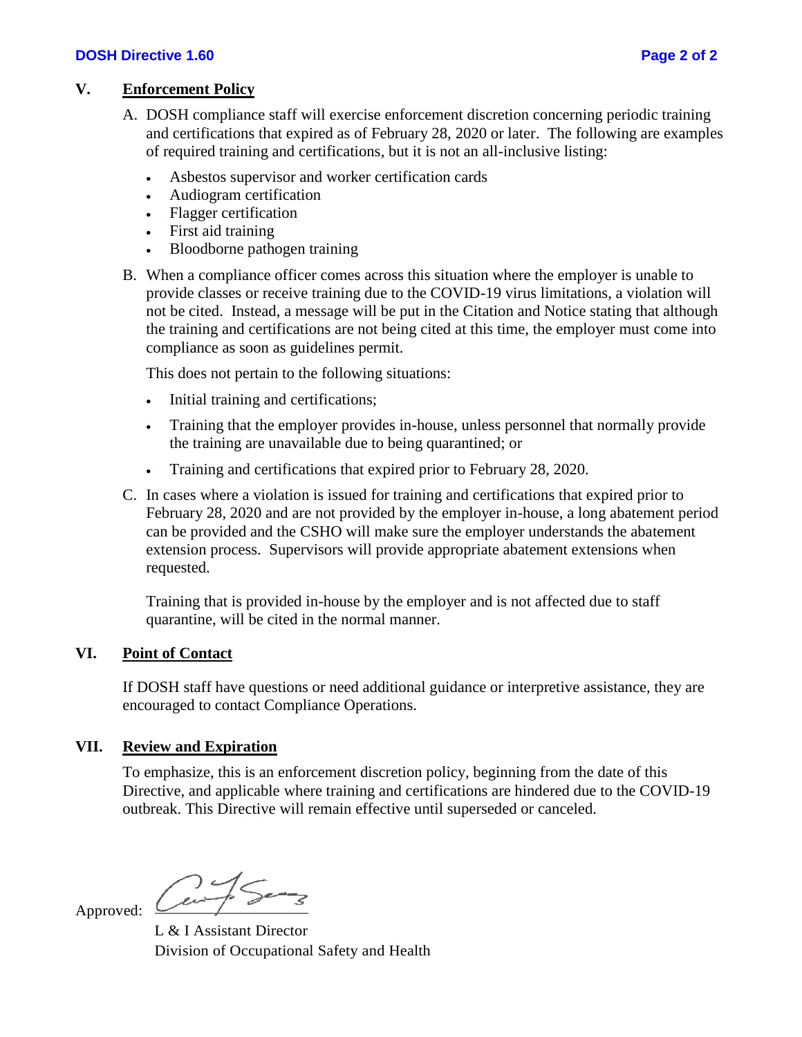## V. Enforcement Policy

A. DOSH compliance staff will exercise enforcement discretion concerning periodic training and certifications that expired as of February 28, 2020 or later. The following are examples of required training and certifications, but it is not an all-inclusive listing:

- Asbestos supervisor and worker certification cards
- Audiogram certification
- Flagger certification
- First aid training
- Bloodborne pathogen training

B. When a compliance officer comes across this situation where the employer is unable to provide classes or receive training due to the COVID-19 virus limitations, a violation will not be cited. Instead, a message will be put in the Citation and Notice stating that although the training and certifications are not being cited at this time, the employer must come into compliance as soon as guidelines permit.

This does not pertain to the following situations:

- Initial training and certifications;
- Training that the employer provides in-house, unless personnel that normally provide the training are unavailable due to being quarantined; or
- Training and certifications that expired prior to February 28, 2020.

C. In cases where a violation is issued for training and certifications that expired prior to February 28, 2020 and are not provided by the employer in-house, a long abatement period can be provided and the CSHO will make sure the employer understands the abatement extension process. Supervisors will provide appropriate abatement extensions when requested.

Training that is provided in-house by the employer and is not affected due to staff quarantine, will be cited in the normal manner.

## VI. Point of Contact

If DOSH staff have questions or need additional guidance or interpretive assistance, they are encouraged to contact Compliance Operations.

## VII. Review and Expiration

To emphasize, this is an enforcement discretion policy, beginning from the date of this Directive, and applicable where training and certifications are hindered due to the COVID-19 outbreak. This Directive will remain effective until superseded or canceled.

Approved: ______________________

L & I Assistant Director
Division of Occupational Safety and Health